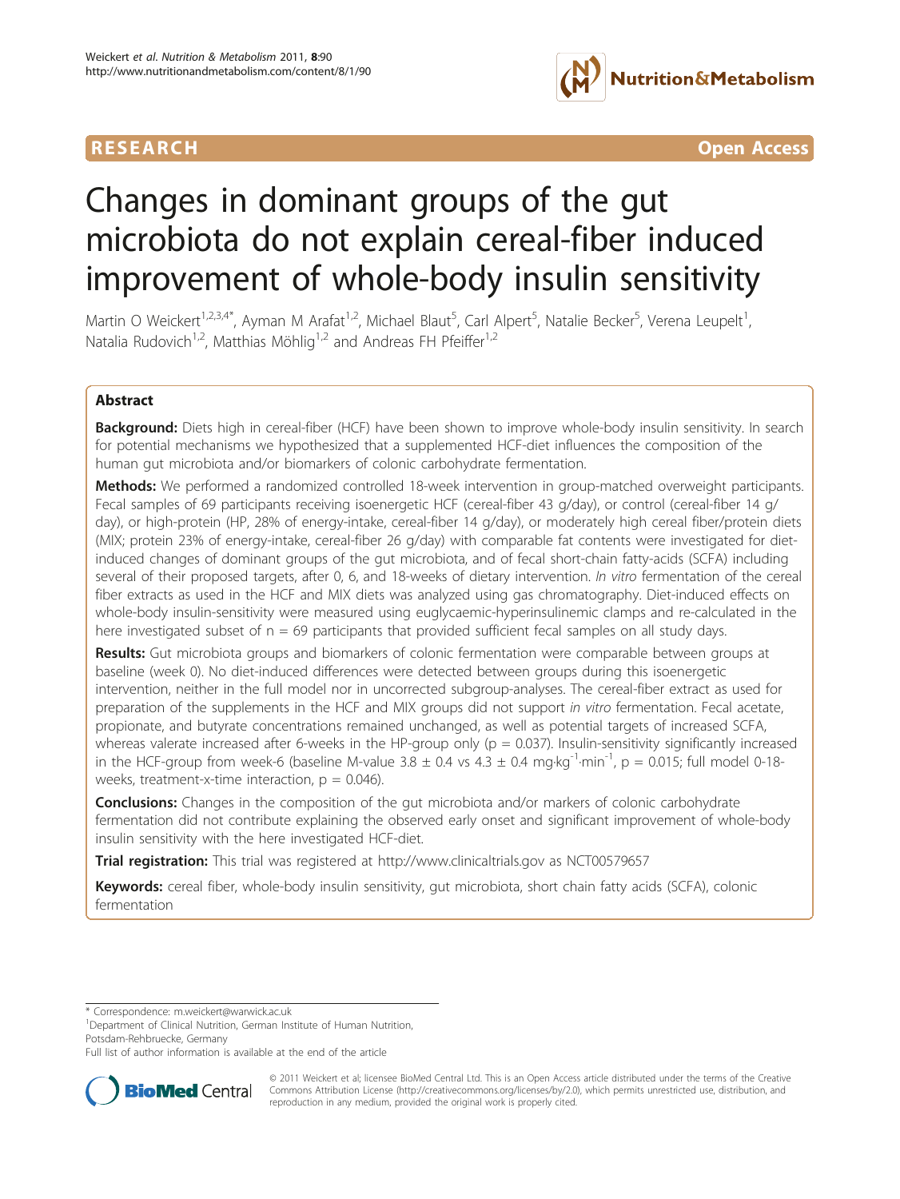RESEARCH Open Access

# Changes in dominant groups of the gut microbiota do not explain cereal-fiber induced improvement of whole-body insulin sensitivity

Martin O Weickert[1,2,3,4*], Ayman M Arafat[1,2], Michael Blaut[5], Carl Alpert[5], Natalie Becker[5], Verena Leupelt[1], Natalia Rudovich[1,2], Matthias Möhlig[1,2] and Andreas FH Pfeiffer[1,2]

## Abstract

**Background:** Diets high in cereal-fiber (HCF) have been shown to improve whole-body insulin sensitivity. In search for potential mechanisms we hypothesized that a supplemented HCF-diet influences the composition of the human gut microbiota and/or biomarkers of colonic carbohydrate fermentation.

**Methods:** We performed a randomized controlled 18-week intervention in group-matched overweight participants. Fecal samples of 69 participants receiving isoenergetic HCF (cereal-fiber 43 g/day), or control (cereal-fiber 14 g/day), or high-protein (HP, 28% of energy-intake, cereal-fiber 14 g/day), or moderately high cereal fiber/protein diets (MIX; protein 23% of energy-intake, cereal-fiber 26 g/day) with comparable fat contents were investigated for diet-induced changes of dominant groups of the gut microbiota, and of fecal short-chain fatty-acids (SCFA) including several of their proposed targets, after 0, 6, and 18-weeks of dietary intervention. *In vitro* fermentation of the cereal fiber extracts as used in the HCF and MIX diets was analyzed using gas chromatography. Diet-induced effects on whole-body insulin-sensitivity were measured using euglycaemic-hyperinsulinemic clamps and re-calculated in the here investigated subset of n = 69 participants that provided sufficient fecal samples on all study days.

**Results:** Gut microbiota groups and biomarkers of colonic fermentation were comparable between groups at baseline (week 0). No diet-induced differences were detected between groups during this isoenergetic intervention, neither in the full model nor in uncorrected subgroup-analyses. The cereal-fiber extract as used for preparation of the supplements in the HCF and MIX groups did not support *in vitro* fermentation. Fecal acetate, propionate, and butyrate concentrations remained unchanged, as well as potential targets of increased SCFA, whereas valerate increased after 6-weeks in the HP-group only ($p = 0.037$). Insulin-sensitivity significantly increased in the HCF-group from week-6 (baseline M-value $3.8 \pm 0.4$ vs $4.3 \pm 0.4$ $mg \cdot kg^{-1} \cdot min^{-1}$, $p = 0.015$; full model 0-18-weeks, treatment-x-time interaction, $p = 0.046$).

**Conclusions:** Changes in the composition of the gut microbiota and/or markers of colonic carbohydrate fermentation did not contribute explaining the observed early onset and significant improvement of whole-body insulin sensitivity with the here investigated HCF-diet.

**Trial registration:** This trial was registered at http://www.clinicaltrials.gov as NCT00579657

**Keywords:** cereal fiber, whole-body insulin sensitivity, gut microbiota, short chain fatty acids (SCFA), colonic fermentation

\* Correspondence: m.weickert@warwick.ac.uk
[1]Department of Clinical Nutrition, German Institute of Human Nutrition, Potsdam-Rehbruecke, Germany
Full list of author information is available at the end of the article

© 2011 Weickert et al; licensee BioMed Central Ltd. This is an Open Access article distributed under the terms of the Creative Commons Attribution License (http://creativecommons.org/licenses/by/2.0), which permits unrestricted use, distribution, and reproduction in any medium, provided the original work is properly cited.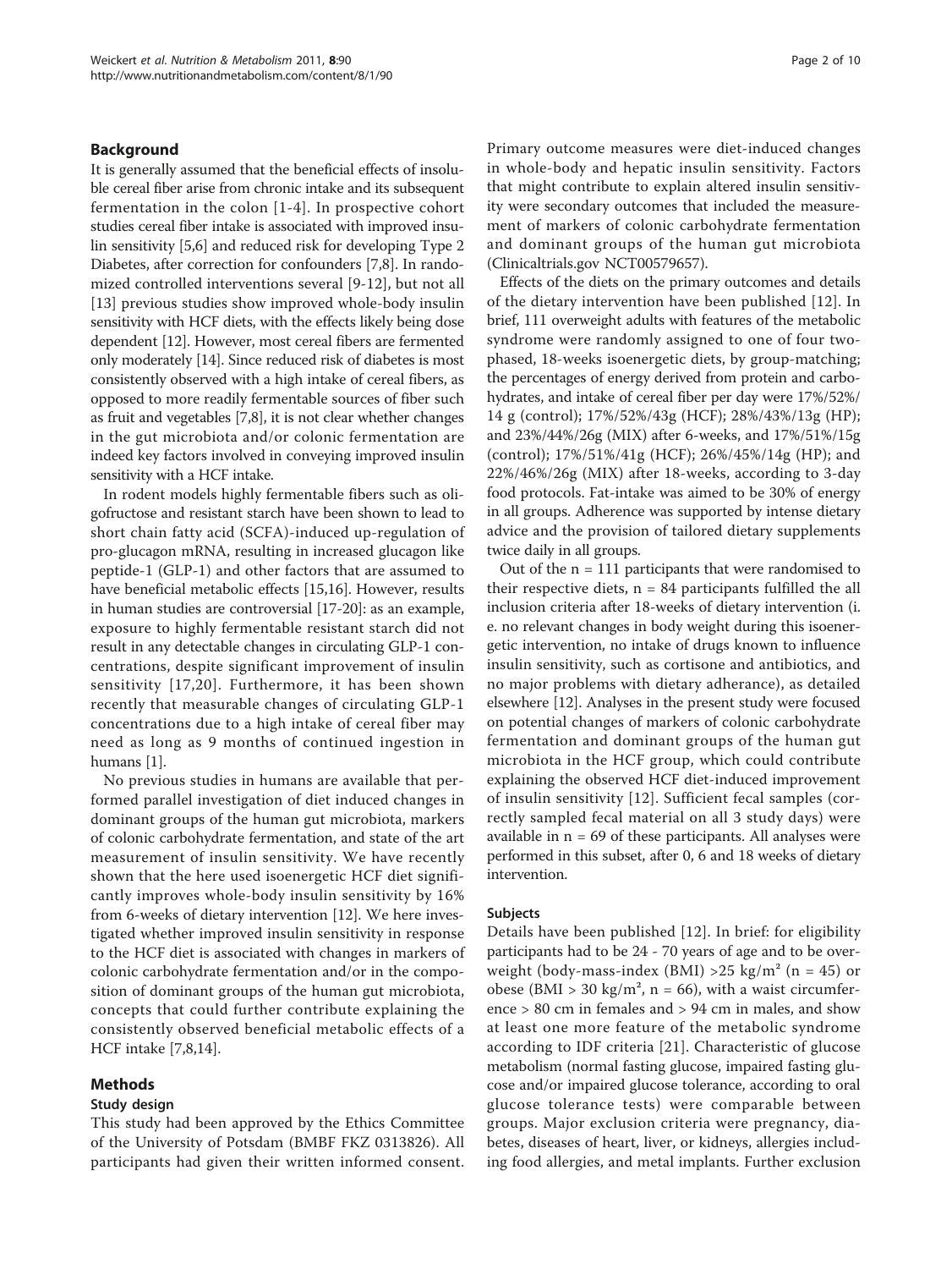## Background

It is generally assumed that the beneficial effects of insoluble cereal fiber arise from chronic intake and its subsequent fermentation in the colon [1-4]. In prospective cohort studies cereal fiber intake is associated with improved insulin sensitivity [5,6] and reduced risk for developing Type 2 Diabetes, after correction for confounders [7,8]. In randomized controlled interventions several [9-12], but not all [13] previous studies show improved whole-body insulin sensitivity with HCF diets, with the effects likely being dose dependent [12]. However, most cereal fibers are fermented only moderately [14]. Since reduced risk of diabetes is most consistently observed with a high intake of cereal fibers, as opposed to more readily fermentable sources of fiber such as fruit and vegetables [7,8], it is not clear whether changes in the gut microbiota and/or colonic fermentation are indeed key factors involved in conveying improved insulin sensitivity with a HCF intake.

In rodent models highly fermentable fibers such as oligofructose and resistant starch have been shown to lead to short chain fatty acid (SCFA)-induced up-regulation of pro-glucagon mRNA, resulting in increased glucagon like peptide-1 (GLP-1) and other factors that are assumed to have beneficial metabolic effects [15,16]. However, results in human studies are controversial [17-20]: as an example, exposure to highly fermentable resistant starch did not result in any detectable changes in circulating GLP-1 concentrations, despite significant improvement of insulin sensitivity [17,20]. Furthermore, it has been shown recently that measurable changes of circulating GLP-1 concentrations due to a high intake of cereal fiber may need as long as 9 months of continued ingestion in humans [1].

No previous studies in humans are available that performed parallel investigation of diet induced changes in dominant groups of the human gut microbiota, markers of colonic carbohydrate fermentation, and state of the art measurement of insulin sensitivity. We have recently shown that the here used isoenergetic HCF diet significantly improves whole-body insulin sensitivity by 16% from 6-weeks of dietary intervention [12]. We here investigated whether improved insulin sensitivity in response to the HCF diet is associated with changes in markers of colonic carbohydrate fermentation and/or in the composition of dominant groups of the human gut microbiota, concepts that could further contribute explaining the consistently observed beneficial metabolic effects of a HCF intake [7,8,14].

## Methods

### Study design

This study had been approved by the Ethics Committee of the University of Potsdam (BMBF FKZ 0313826). All participants had given their written informed consent. Primary outcome measures were diet-induced changes in whole-body and hepatic insulin sensitivity. Factors that might contribute to explain altered insulin sensitivity were secondary outcomes that included the measurement of markers of colonic carbohydrate fermentation and dominant groups of the human gut microbiota (Clinicaltrials.gov NCT00579657).

Effects of the diets on the primary outcomes and details of the dietary intervention have been published [12]. In brief, 111 overweight adults with features of the metabolic syndrome were randomly assigned to one of four two-phased, 18-weeks isoenergetic diets, by group-matching; the percentages of energy derived from protein and carbohydrates, and intake of cereal fiber per day were 17%/52%/14 g (control); 17%/52%/43g (HCF); 28%/43%/13g (HP); and 23%/44%/26g (MIX) after 6-weeks, and 17%/51%/15g (control); 17%/51%/41g (HCF); 26%/45%/14g (HP); and 22%/46%/26g (MIX) after 18-weeks, according to 3-day food protocols. Fat-intake was aimed to be 30% of energy in all groups. Adherence was supported by intense dietary advice and the provision of tailored dietary supplements twice daily in all groups.

Out of the n = 111 participants that were randomised to their respective diets, n = 84 participants fulfilled the all inclusion criteria after 18-weeks of dietary intervention (i.e. no relevant changes in body weight during this isoenergetic intervention, no intake of drugs known to influence insulin sensitivity, such as cortisone and antibiotics, and no major problems with dietary adherance), as detailed elsewhere [12]. Analyses in the present study were focused on potential changes of markers of colonic carbohydrate fermentation and dominant groups of the human gut microbiota in the HCF group, which could contribute explaining the observed HCF diet-induced improvement of insulin sensitivity [12]. Sufficient fecal samples (correctly sampled fecal material on all 3 study days) were available in n = 69 of these participants. All analyses were performed in this subset, after 0, 6 and 18 weeks of dietary intervention.

### Subjects

Details have been published [12]. In brief: for eligibility participants had to be 24 - 70 years of age and to be overweight (body-mass-index (BMI) >25 kg/m² (n = 45) or obese (BMI > 30 kg/m², n = 66), with a waist circumference > 80 cm in females and > 94 cm in males, and show at least one more feature of the metabolic syndrome according to IDF criteria [21]. Characteristic of glucose metabolism (normal fasting glucose, impaired fasting glucose and/or impaired glucose tolerance, according to oral glucose tolerance tests) were comparable between groups. Major exclusion criteria were pregnancy, diabetes, diseases of heart, liver, or kidneys, allergies including food allergies, and metal implants. Further exclusion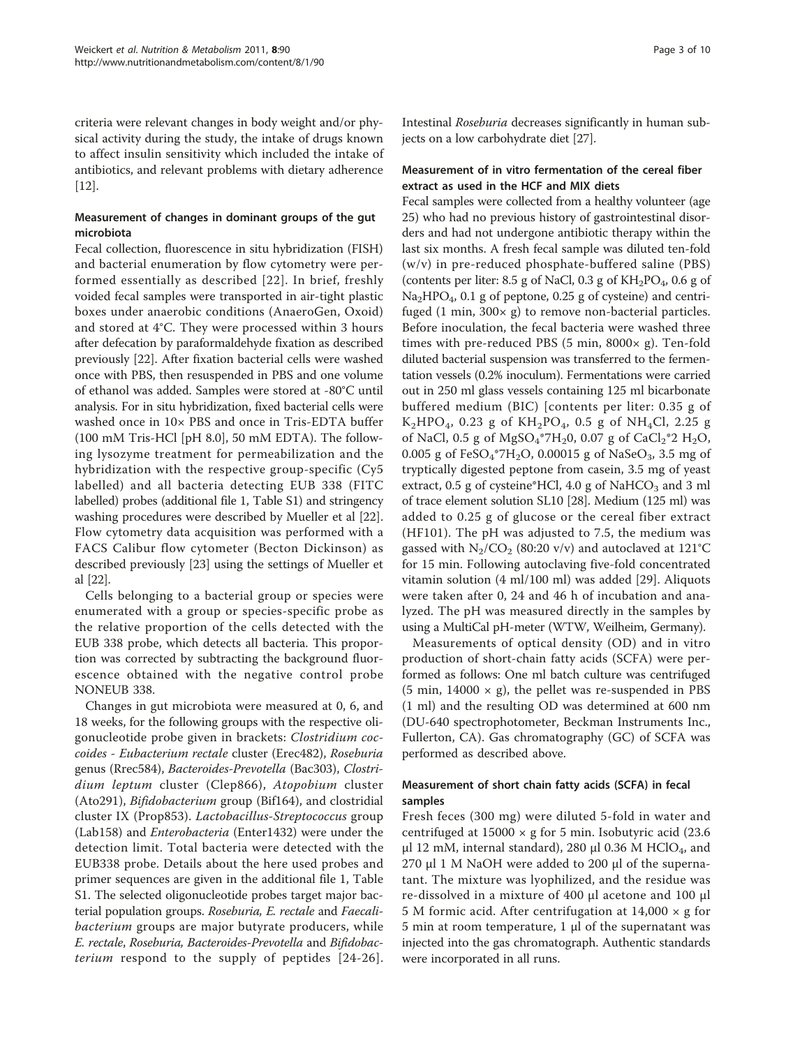criteria were relevant changes in body weight and/or physical activity during the study, the intake of drugs known to affect insulin sensitivity which included the intake of antibiotics, and relevant problems with dietary adherence [12].

### Measurement of changes in dominant groups of the gut microbiota

Fecal collection, fluorescence in situ hybridization (FISH) and bacterial enumeration by flow cytometry were performed essentially as described [22]. In brief, freshly voided fecal samples were transported in air-tight plastic boxes under anaerobic conditions (AnaeroGen, Oxoid) and stored at 4°C. They were processed within 3 hours after defecation by paraformaldehyde fixation as described previously [22]. After fixation bacterial cells were washed once with PBS, then resuspended in PBS and one volume of ethanol was added. Samples were stored at -80°C until analysis. For in situ hybridization, fixed bacterial cells were washed once in 10× PBS and once in Tris-EDTA buffer (100 mM Tris-HCl [pH 8.0], 50 mM EDTA). The following lysozyme treatment for permeabilization and the hybridization with the respective group-specific (Cy5 labelled) and all bacteria detecting EUB 338 (FITC labelled) probes (additional file 1, Table S1) and stringency washing procedures were described by Mueller et al [22]. Flow cytometry data acquisition was performed with a FACS Calibur flow cytometer (Becton Dickinson) as described previously [23] using the settings of Mueller et al [22].

Cells belonging to a bacterial group or species were enumerated with a group or species-specific probe as the relative proportion of the cells detected with the EUB 338 probe, which detects all bacteria. This proportion was corrected by subtracting the background fluorescence obtained with the negative control probe NONEUB 338.

Changes in gut microbiota were measured at 0, 6, and 18 weeks, for the following groups with the respective oligonucleotide probe given in brackets: *Clostridium coccoides - Eubacterium rectale* cluster (Erec482), *Roseburia* genus (Rrec584), *Bacteroides-Prevotella* (Bac303), *Clostridium leptum* cluster (Clep866), *Atopobium* cluster (Ato291), *Bifidobacterium* group (Bif164), and clostridial cluster IX (Prop853). *Lactobacillus-Streptococcus* group (Lab158) and *Enterobacteria* (Enter1432) were under the detection limit. Total bacteria were detected with the EUB338 probe. Details about the here used probes and primer sequences are given in the additional file 1, Table S1. The selected oligonucleotide probes target major bacterial population groups. *Roseburia, E. rectale* and *Faecalibacterium* groups are major butyrate producers, while *E. rectale, Roseburia, Bacteroides-Prevotella* and *Bifidobacterium* respond to the supply of peptides [24-26]. Intestinal *Roseburia* decreases significantly in human subjects on a low carbohydrate diet [27].

### Measurement of in vitro fermentation of the cereal fiber extract as used in the HCF and MIX diets

Fecal samples were collected from a healthy volunteer (age 25) who had no previous history of gastrointestinal disorders and had not undergone antibiotic therapy within the last six months. A fresh fecal sample was diluted ten-fold (w/v) in pre-reduced phosphate-buffered saline (PBS) (contents per liter: 8.5 g of NaCl, 0.3 g of $KH_2PO_4$, 0.6 g of $Na_2HPO_4$, 0.1 g of peptone, 0.25 g of cysteine) and centrifuged (1 min, 300× g) to remove non-bacterial particles. Before inoculation, the fecal bacteria were washed three times with pre-reduced PBS (5 min, 8000× g). Ten-fold diluted bacterial suspension was transferred to the fermentation vessels (0.2% inoculum). Fermentations were carried out in 250 ml glass vessels containing 125 ml bicarbonate buffered medium (BIC) [contents per liter: 0.35 g of $K_2HPO_4$, 0.23 g of $KH_2PO_4$, 0.5 g of $NH_4Cl$, 2.25 g of NaCl, 0.5 g of $MgSO_4$*7$H_2$0, 0.07 g of $CaCl_2$*2 $H_2O$, 0.005 g of $FeSO_4$*7$H_2O$, 0.00015 g of $NaSeO_3$, 3.5 mg of tryptically digested peptone from casein, 3.5 mg of yeast extract, 0.5 g of cysteine*HCl, 4.0 g of $NaHCO_3$ and 3 ml of trace element solution SL10 [28]. Medium (125 ml) was added to 0.25 g of glucose or the cereal fiber extract (HF101). The pH was adjusted to 7.5, the medium was gassed with $N_2/CO_2$ (80:20 v/v) and autoclaved at 121°C for 15 min. Following autoclaving five-fold concentrated vitamin solution (4 ml/100 ml) was added [29]. Aliquots were taken after 0, 24 and 46 h of incubation and analyzed. The pH was measured directly in the samples by using a MultiCal pH-meter (WTW, Weilheim, Germany).

Measurements of optical density (OD) and in vitro production of short-chain fatty acids (SCFA) were performed as follows: One ml batch culture was centrifuged (5 min, 14000 × g), the pellet was re-suspended in PBS (1 ml) and the resulting OD was determined at 600 nm (DU-640 spectrophotometer, Beckman Instruments Inc., Fullerton, CA). Gas chromatography (GC) of SCFA was performed as described above.

### Measurement of short chain fatty acids (SCFA) in fecal samples

Fresh feces (300 mg) were diluted 5-fold in water and centrifuged at 15000 × g for 5 min. Isobutyric acid (23.6 μl 12 mM, internal standard), 280 μl 0.36 M $HClO_4$, and 270 μl 1 M NaOH were added to 200 μl of the supernatant. The mixture was lyophilized, and the residue was re-dissolved in a mixture of 400 μl acetone and 100 μl 5 M formic acid. After centrifugation at 14,000 × g for 5 min at room temperature, 1 μl of the supernatant was injected into the gas chromatograph. Authentic standards were incorporated in all runs.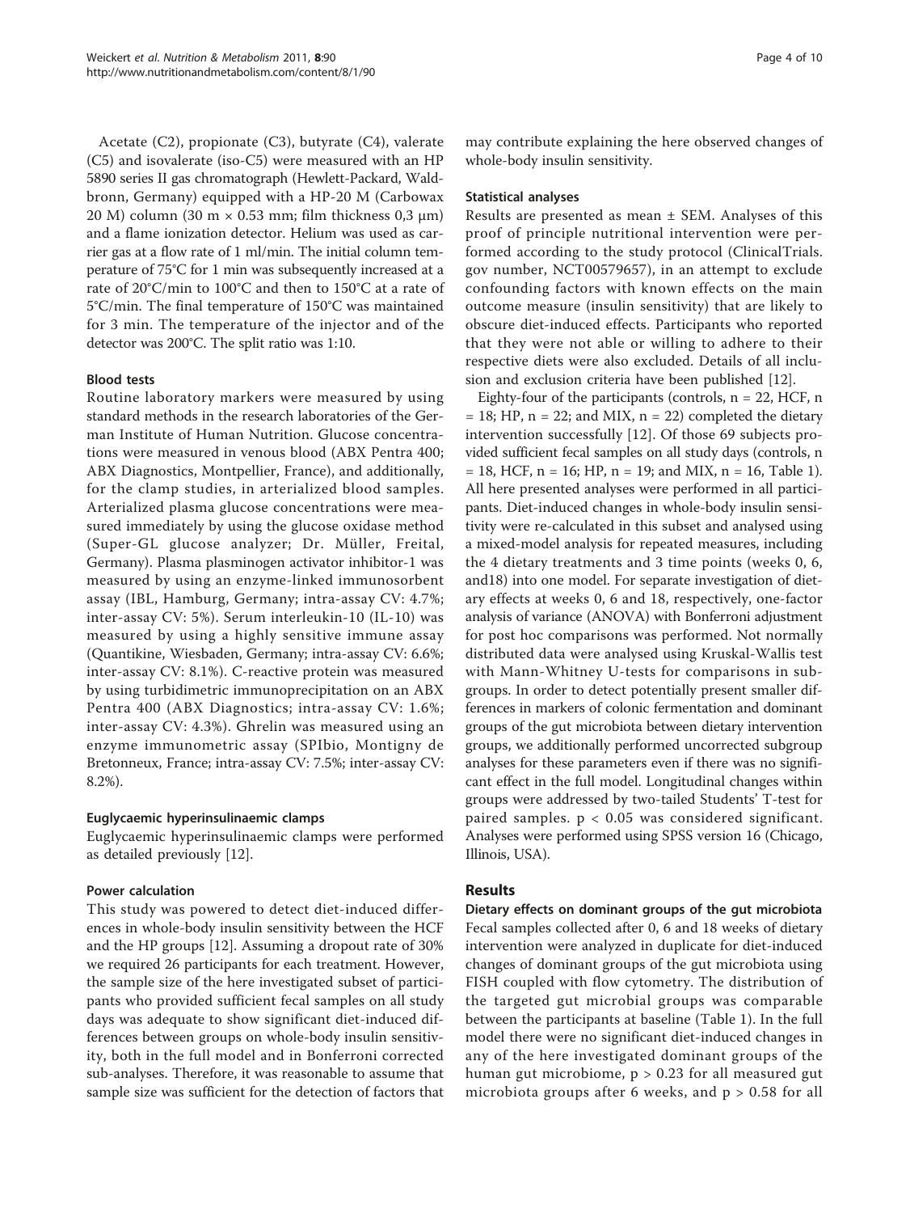Acetate (C2), propionate (C3), butyrate (C4), valerate (C5) and isovalerate (iso-C5) were measured with an HP 5890 series II gas chromatograph (Hewlett-Packard, Waldbronn, Germany) equipped with a HP-20 M (Carbowax 20 M) column (30 m × 0.53 mm; film thickness 0,3 μm) and a flame ionization detector. Helium was used as carrier gas at a flow rate of 1 ml/min. The initial column temperature of 75°C for 1 min was subsequently increased at a rate of 20°C/min to 100°C and then to 150°C at a rate of 5°C/min. The final temperature of 150°C was maintained for 3 min. The temperature of the injector and of the detector was 200°C. The split ratio was 1:10.

#### Blood tests

Routine laboratory markers were measured by using standard methods in the research laboratories of the German Institute of Human Nutrition. Glucose concentrations were measured in venous blood (ABX Pentra 400; ABX Diagnostics, Montpellier, France), and additionally, for the clamp studies, in arterialized blood samples. Arterialized plasma glucose concentrations were measured immediately by using the glucose oxidase method (Super-GL glucose analyzer; Dr. Müller, Freital, Germany). Plasma plasminogen activator inhibitor-1 was measured by using an enzyme-linked immunosorbent assay (IBL, Hamburg, Germany; intra-assay CV: 4.7%; inter-assay CV: 5%). Serum interleukin-10 (IL-10) was measured by using a highly sensitive immune assay (Quantikine, Wiesbaden, Germany; intra-assay CV: 6.6%; inter-assay CV: 8.1%). C-reactive protein was measured by using turbidimetric immunoprecipitation on an ABX Pentra 400 (ABX Diagnostics; intra-assay CV: 1.6%; inter-assay CV: 4.3%). Ghrelin was measured using an enzyme immunometric assay (SPIbio, Montigny de Bretonneux, France; intra-assay CV: 7.5%; inter-assay CV: 8.2%).

#### Euglycaemic hyperinsulinaemic clamps

Euglycaemic hyperinsulinaemic clamps were performed as detailed previously [12].

#### Power calculation

This study was powered to detect diet-induced differences in whole-body insulin sensitivity between the HCF and the HP groups [12]. Assuming a dropout rate of 30% we required 26 participants for each treatment. However, the sample size of the here investigated subset of participants who provided sufficient fecal samples on all study days was adequate to show significant diet-induced differences between groups on whole-body insulin sensitivity, both in the full model and in Bonferroni corrected sub-analyses. Therefore, it was reasonable to assume that sample size was sufficient for the detection of factors that may contribute explaining the here observed changes of whole-body insulin sensitivity.

#### Statistical analyses

Results are presented as mean ± SEM. Analyses of this proof of principle nutritional intervention were performed according to the study protocol (ClinicalTrials.gov number, NCT00579657), in an attempt to exclude confounding factors with known effects on the main outcome measure (insulin sensitivity) that are likely to obscure diet-induced effects. Participants who reported that they were not able or willing to adhere to their respective diets were also excluded. Details of all inclusion and exclusion criteria have been published [12].

Eighty-four of the participants (controls, n = 22, HCF, n = 18; HP, n = 22; and MIX, n = 22) completed the dietary intervention successfully [12]. Of those 69 subjects provided sufficient fecal samples on all study days (controls, n = 18, HCF, n = 16; HP, n = 19; and MIX, n = 16, Table 1). All here presented analyses were performed in all participants. Diet-induced changes in whole-body insulin sensitivity were re-calculated in this subset and analysed using a mixed-model analysis for repeated measures, including the 4 dietary treatments and 3 time points (weeks 0, 6, and18) into one model. For separate investigation of dietary effects at weeks 0, 6 and 18, respectively, one-factor analysis of variance (ANOVA) with Bonferroni adjustment for post hoc comparisons was performed. Not normally distributed data were analysed using Kruskal-Wallis test with Mann-Whitney U-tests for comparisons in subgroups. In order to detect potentially present smaller differences in markers of colonic fermentation and dominant groups of the gut microbiota between dietary intervention groups, we additionally performed uncorrected subgroup analyses for these parameters even if there was no significant effect in the full model. Longitudinal changes within groups were addressed by two-tailed Students' T-test for paired samples. $p < 0.05$ was considered significant. Analyses were performed using SPSS version 16 (Chicago, Illinois, USA).

## Results

#### Dietary effects on dominant groups of the gut microbiota

Fecal samples collected after 0, 6 and 18 weeks of dietary intervention were analyzed in duplicate for diet-induced changes of dominant groups of the gut microbiota using FISH coupled with flow cytometry. The distribution of the targeted gut microbial groups was comparable between the participants at baseline (Table 1). In the full model there were no significant diet-induced changes in any of the here investigated dominant groups of the human gut microbiome, $p > 0.23$ for all measured gut microbiota groups after 6 weeks, and $p > 0.58$ for all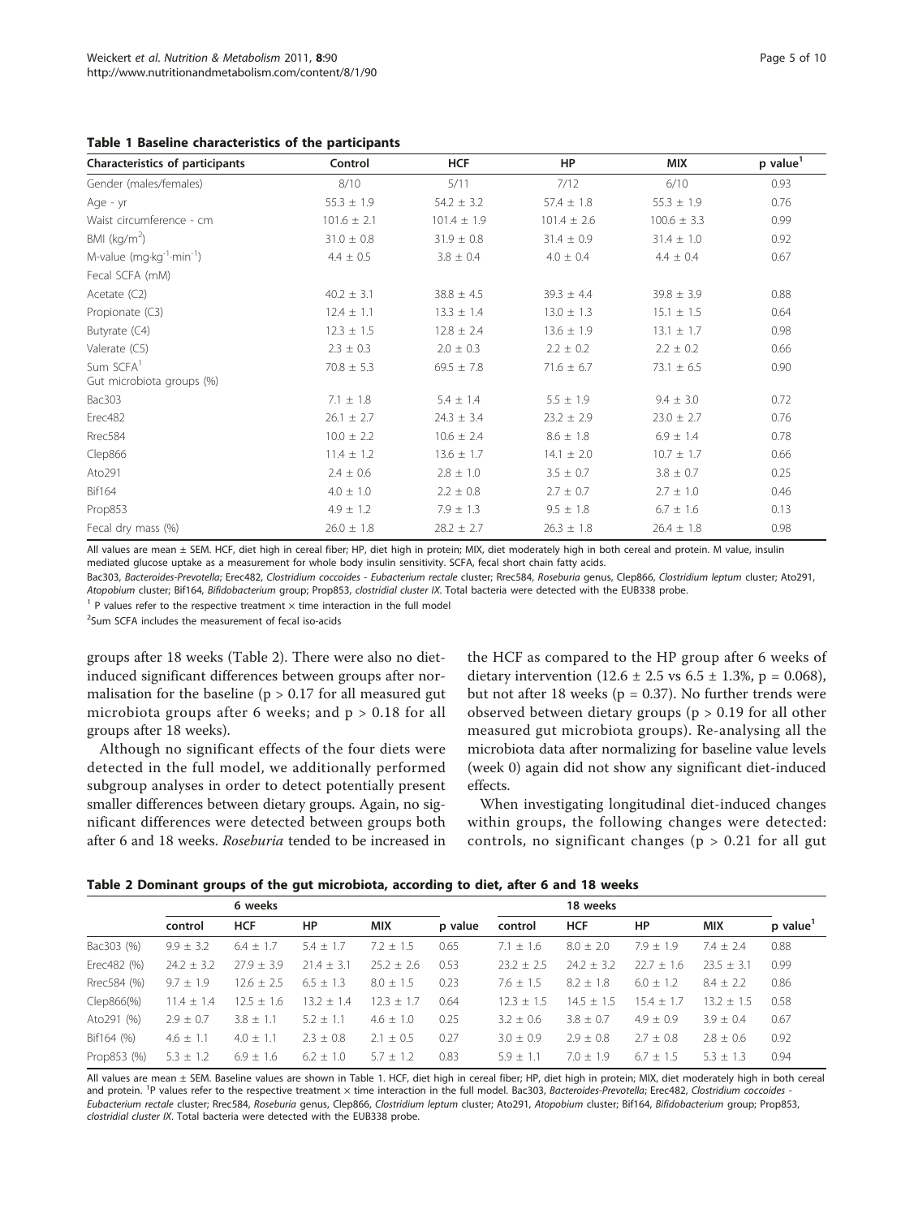**Table 1 Baseline characteristics of the participants**

| Characteristics of participants | Control | HCF | HP | MIX | p value[1] |
|---|---|---|---|---|---|
| Gender (males/females) | 8/10 | 5/11 | 7/12 | 6/10 | 0.93 |
| Age - yr | 55.3 ± 1.9 | 54.2 ± 3.2 | 57.4 ± 1.8 | 55.3 ± 1.9 | 0.76 |
| Waist circumference - cm | 101.6 ± 2.1 | 101.4 ± 1.9 | 101.4 ± 2.6 | 100.6 ± 3.3 | 0.99 |
| BMI ($kg/m^2$) | 31.0 ± 0.8 | 31.9 ± 0.8 | 31.4 ± 0.9 | 31.4 ± 1.0 | 0.92 |
| M-value ($mg \cdot kg^{-1} \cdot min^{-1}$) | 4.4 ± 0.5 | 3.8 ± 0.4 | 4.0 ± 0.4 | 4.4 ± 0.4 | 0.67 |
| Fecal SCFA (mM) | | | | | |
| Acetate (C2) | 40.2 ± 3.1 | 38.8 ± 4.5 | 39.3 ± 4.4 | 39.8 ± 3.9 | 0.88 |
| Propionate (C3) | 12.4 ± 1.1 | 13.3 ± 1.4 | 13.0 ± 1.3 | 15.1 ± 1.5 | 0.64 |
| Butyrate (C4) | 12.3 ± 1.5 | 12.8 ± 2.4 | 13.6 ± 1.9 | 13.1 ± 1.7 | 0.98 |
| Valerate (C5) | 2.3 ± 0.3 | 2.0 ± 0.3 | 2.2 ± 0.2 | 2.2 ± 0.2 | 0.66 |
| Sum SCFA[1] | 70.8 ± 5.3 | 69.5 ± 7.8 | 71.6 ± 6.7 | 73.1 ± 6.5 | 0.90 |
| Gut microbiota groups (%) | | | | | |
| Bac303 | 7.1 ± 1.8 | 5.4 ± 1.4 | 5.5 ± 1.9 | 9.4 ± 3.0 | 0.72 |
| Erec482 | 26.1 ± 2.7 | 24.3 ± 3.4 | 23.2 ± 2.9 | 23.0 ± 2.7 | 0.76 |
| Rrec584 | 10.0 ± 2.2 | 10.6 ± 2.4 | 8.6 ± 1.8 | 6.9 ± 1.4 | 0.78 |
| Clep866 | 11.4 ± 1.2 | 13.6 ± 1.7 | 14.1 ± 2.0 | 10.7 ± 1.7 | 0.66 |
| Ato291 | 2.4 ± 0.6 | 2.8 ± 1.0 | 3.5 ± 0.7 | 3.8 ± 0.7 | 0.25 |
| Bif164 | 4.0 ± 1.0 | 2.2 ± 0.8 | 2.7 ± 0.7 | 2.7 ± 1.0 | 0.46 |
| Prop853 | 4.9 ± 1.2 | 7.9 ± 1.3 | 9.5 ± 1.8 | 6.7 ± 1.6 | 0.13 |
| Fecal dry mass (%) | 26.0 ± 1.8 | 28.2 ± 2.7 | 26.3 ± 1.8 | 26.4 ± 1.8 | 0.98 |

All values are mean ± SEM. HCF, diet high in cereal fiber; HP, diet high in protein; MIX, diet moderately high in both cereal and protein. M value, insulin mediated glucose uptake as a measurement for whole body insulin sensitivity. SCFA, fecal short chain fatty acids.

Bac303, *Bacteroides-Prevotella*; Erec482, *Clostridium coccoides - Eubacterium rectale* cluster; Rrec584, *Roseburia* genus, Clep866, *Clostridium leptum* cluster; Ato291, *Atopobium* cluster; Bif164, *Bifidobacterium* group; Prop853, *clostridial cluster IX*. Total bacteria were detected with the EUB338 probe.

[1] P values refer to the respective treatment × time interaction in the full model

[2]Sum SCFA includes the measurement of fecal iso-acids

groups after 18 weeks (Table 2). There were also no diet-induced significant differences between groups after normalisation for the baseline ($p > 0.17$ for all measured gut microbiota groups after 6 weeks; and $p > 0.18$ for all groups after 18 weeks).

Although no significant effects of the four diets were detected in the full model, we additionally performed subgroup analyses in order to detect potentially present smaller differences between dietary groups. Again, no significant differences were detected between groups both after 6 and 18 weeks. *Roseburia* tended to be increased in the HCF as compared to the HP group after 6 weeks of dietary intervention (12.6 ± 2.5 vs 6.5 ± 1.3%, $p = 0.068$), but not after 18 weeks ($p = 0.37$). No further trends were observed between dietary groups ($p > 0.19$ for all other measured gut microbiota groups). Re-analysing all the microbiota data after normalizing for baseline value levels (week 0) again did not show any significant diet-induced effects.

When investigating longitudinal diet-induced changes within groups, the following changes were detected: controls, no significant changes ($p > 0.21$ for all gut

**Table 2 Dominant groups of the gut microbiota, according to diet, after 6 and 18 weeks**

| | 6 weeks | | | | | 18 weeks | | | | |
|---|---|---|---|---|---|---|---|---|---|---|
| | control | HCF | HP | MIX | p value | control | HCF | HP | MIX | p value[1] |
| Bac303 (%) | 9.9 ± 3.2 | 6.4 ± 1.7 | 5.4 ± 1.7 | 7.2 ± 1.5 | 0.65 | 7.1 ± 1.6 | 8.0 ± 2.0 | 7.9 ± 1.9 | 7.4 ± 2.4 | 0.88 |
| Erec482 (%) | 24.2 ± 3.2 | 27.9 ± 3.9 | 21.4 ± 3.1 | 25.2 ± 2.6 | 0.53 | 23.2 ± 2.5 | 24.2 ± 3.2 | 22.7 ± 1.6 | 23.5 ± 3.1 | 0.99 |
| Rrec584 (%) | 9.7 ± 1.9 | 12.6 ± 2.5 | 6.5 ± 1.3 | 8.0 ± 1.5 | 0.23 | 7.6 ± 1.5 | 8.2 ± 1.8 | 6.0 ± 1.2 | 8.4 ± 2.2 | 0.86 |
| Clep866(%) | 11.4 ± 1.4 | 12.5 ± 1.6 | 13.2 ± 1.4 | 12.3 ± 1.7 | 0.64 | 12.3 ± 1.5 | 14.5 ± 1.5 | 15.4 ± 1.7 | 13.2 ± 1.5 | 0.58 |
| Ato291 (%) | 2.9 ± 0.7 | 3.8 ± 1.1 | 5.2 ± 1.1 | 4.6 ± 1.0 | 0.25 | 3.2 ± 0.6 | 3.8 ± 0.7 | 4.9 ± 0.9 | 3.9 ± 0.4 | 0.67 |
| Bif164 (%) | 4.6 ± 1.1 | 4.0 ± 1.1 | 2.3 ± 0.8 | 2.1 ± 0.5 | 0.27 | 3.0 ± 0.9 | 2.9 ± 0.8 | 2.7 ± 0.8 | 2.8 ± 0.6 | 0.92 |
| Prop853 (%) | 5.3 ± 1.2 | 6.9 ± 1.6 | 6.2 ± 1.0 | 5.7 ± 1.2 | 0.83 | 5.9 ± 1.1 | 7.0 ± 1.9 | 6.7 ± 1.5 | 5.3 ± 1.3 | 0.94 |

All values are mean ± SEM. Baseline values are shown in Table 1. HCF, diet high in cereal fiber; HP, diet high in protein; MIX, diet moderately high in both cereal and protein. [1]P values refer to the respective treatment × time interaction in the full model. Bac303, *Bacteroides-Prevotella*; Erec482, *Clostridium coccoides - Eubacterium rectale* cluster; Rrec584, *Roseburia* genus; Clep866, *Clostridium leptum* cluster; Ato291, *Atopobium* cluster; Bif164, *Bifidobacterium* group; Prop853, *clostridial cluster IX*. Total bacteria were detected with the EUB338 probe.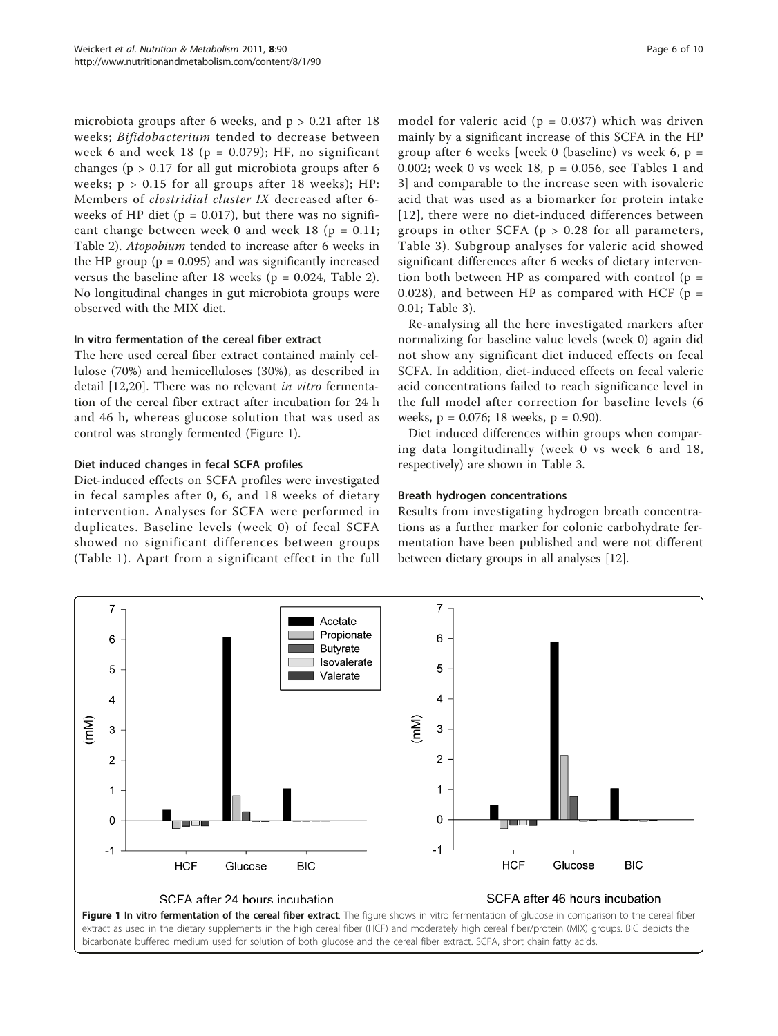microbiota groups after 6 weeks, and $p > 0.21$ after 18 weeks; *Bifidobacterium* tended to decrease between week 6 and week 18 ($p = 0.079$); HF, no significant changes ($p > 0.17$ for all gut microbiota groups after 6 weeks; $p > 0.15$ for all groups after 18 weeks); HP: Members of *clostridial cluster IX* decreased after 6-weeks of HP diet ($p = 0.017$), but there was no significant change between week 0 and week 18 ($p = 0.11$; Table 2). *Atopobium* tended to increase after 6 weeks in the HP group ($p = 0.095$) and was significantly increased versus the baseline after 18 weeks ($p = 0.024$, Table 2). No longitudinal changes in gut microbiota groups were observed with the MIX diet.

### In vitro fermentation of the cereal fiber extract

The here used cereal fiber extract contained mainly cellulose (70%) and hemicelluloses (30%), as described in detail [12,20]. There was no relevant *in vitro* fermentation of the cereal fiber extract after incubation for 24 h and 46 h, whereas glucose solution that was used as control was strongly fermented (Figure 1).

### Diet induced changes in fecal SCFA profiles

Diet-induced effects on SCFA profiles were investigated in fecal samples after 0, 6, and 18 weeks of dietary intervention. Analyses for SCFA were performed in duplicates. Baseline levels (week 0) of fecal SCFA showed no significant differences between groups (Table 1). Apart from a significant effect in the full model for valeric acid ($p = 0.037$) which was driven mainly by a significant increase of this SCFA in the HP group after 6 weeks [week 0 (baseline) vs week 6, $p = 0.002$; week 0 vs week 18, $p = 0.056$, see Tables 1 and 3] and comparable to the increase seen with isovaleric acid that was used as a biomarker for protein intake [12], there were no diet-induced differences between groups in other SCFA ($p > 0.28$ for all parameters, Table 3). Subgroup analyses for valeric acid showed significant differences after 6 weeks of dietary intervention both between HP as compared with control ($p = 0.028$), and between HP as compared with HCF ($p = 0.01$; Table 3).

Re-analysing all the here investigated markers after normalizing for baseline value levels (week 0) again did not show any significant diet induced effects on fecal SCFA. In addition, diet-induced effects on fecal valeric acid concentrations failed to reach significance level in the full model after correction for baseline levels (6 weeks, $p = 0.076$; 18 weeks, $p = 0.90$).

Diet induced differences within groups when comparing data longitudinally (week 0 vs week 6 and 18, respectively) are shown in Table 3.

### Breath hydrogen concentrations

Results from investigating hydrogen breath concentrations as a further marker for colonic carbohydrate fermentation have been published and were not different between dietary groups in all analyses [12].

**Figure 1 In vitro fermentation of the cereal fiber extract**. The figure shows in vitro fermentation of glucose in comparison to the cereal fiber extract as used in the dietary supplements in the high cereal fiber (HCF) and moderately high cereal fiber/protein (MIX) groups. BIC depicts the bicarbonate buffered medium used for solution of both glucose and the cereal fiber extract. SCFA, short chain fatty acids.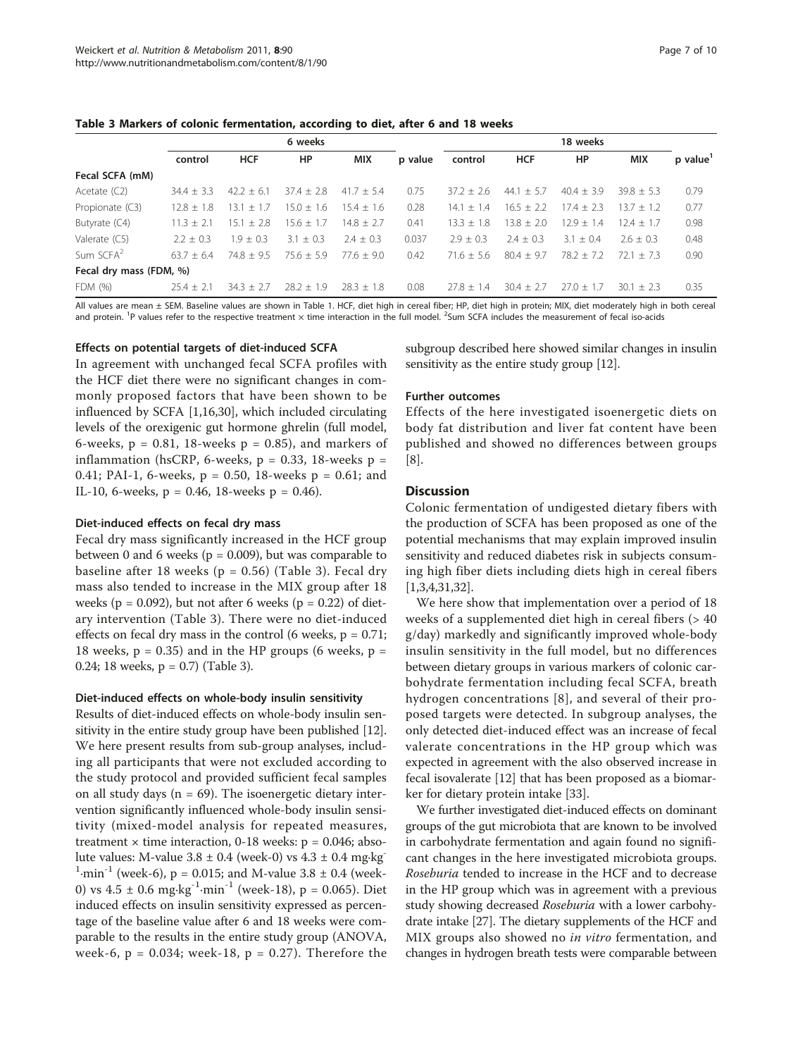**Table 3 Markers of colonic fermentation, according to diet, after 6 and 18 weeks**

| | 6 weeks | | | | | 18 weeks | | | | |
|---|---|---|---|---|---|---|---|---|---|---|
| | control | HCF | HP | MIX | p value | control | HCF | HP | MIX | p value[1] |
| **Fecal SCFA (mM)** | | | | | | | | | | |
| Acetate (C2) | 34.4 ± 3.3 | 42.2 ± 6.1 | 37.4 ± 2.8 | 41.7 ± 5.4 | 0.75 | 37.2 ± 2.6 | 44.1 ± 5.7 | 40.4 ± 3.9 | 39.8 ± 5.3 | 0.79 |
| Propionate (C3) | 12.8 ± 1.8 | 13.1 ± 1.7 | 15.0 ± 1.6 | 15.4 ± 1.6 | 0.28 | 14.1 ± 1.4 | 16.5 ± 2.2 | 17.4 ± 2.3 | 13.7 ± 1.2 | 0.77 |
| Butyrate (C4) | 11.3 ± 2.1 | 15.1 ± 2.8 | 15.6 ± 1.7 | 14.8 ± 2.7 | 0.41 | 13.3 ± 1.8 | 13.8 ± 2.0 | 12.9 ± 1.4 | 12.4 ± 1.7 | 0.98 |
| Valerate (C5) | 2.2 ± 0.3 | 1.9 ± 0.3 | 3.1 ± 0.3 | 2.4 ± 0.3 | 0.037 | 2.9 ± 0.3 | 2.4 ± 0.3 | 3.1 ± 0.4 | 2.6 ± 0.3 | 0.48 |
| Sum SCFA[2] | 63.7 ± 6.4 | 74.8 ± 9.5 | 75.6 ± 5.9 | 77.6 ± 9.0 | 0.42 | 71.6 ± 5.6 | 80.4 ± 9.7 | 78.2 ± 7.2 | 72.1 ± 7.3 | 0.90 |
| **Fecal dry mass (FDM, %)** | | | | | | | | | | |
| FDM (%) | 25.4 ± 2.1 | 34.3 ± 2.7 | 28.2 ± 1.9 | 28.3 ± 1.8 | 0.08 | 27.8 ± 1.4 | 30.4 ± 2.7 | 27.0 ± 1.7 | 30.1 ± 2.3 | 0.35 |

All values are mean ± SEM. Baseline values are shown in Table 1. HCF, diet high in cereal fiber; HP, diet high in protein; MIX, diet moderately high in both cereal and protein. [1]P values refer to the respective treatment × time interaction in the full model. [2]Sum SCFA includes the measurement of fecal iso-acids

#### Effects on potential targets of diet-induced SCFA

In agreement with unchanged fecal SCFA profiles with the HCF diet there were no significant changes in commonly proposed factors that have been shown to be influenced by SCFA [1,16,30], which included circulating levels of the orexigenic gut hormone ghrelin (full model, 6-weeks, $p = 0.81$, 18-weeks $p = 0.85$), and markers of inflammation (hsCRP, 6-weeks, $p = 0.33$, 18-weeks $p = 0.41$; PAI-1, 6-weeks, $p = 0.50$, 18-weeks $p = 0.61$; and IL-10, 6-weeks, $p = 0.46$, 18-weeks $p = 0.46$).

#### Diet-induced effects on fecal dry mass

Fecal dry mass significantly increased in the HCF group between 0 and 6 weeks ($p = 0.009$), but was comparable to baseline after 18 weeks ($p = 0.56$) (Table 3). Fecal dry mass also tended to increase in the MIX group after 18 weeks ($p = 0.092$), but not after 6 weeks ($p = 0.22$) of dietary intervention (Table 3). There were no diet-induced effects on fecal dry mass in the control (6 weeks, $p = 0.71$; 18 weeks, $p = 0.35$) and in the HP groups (6 weeks, $p = 0.24$; 18 weeks, $p = 0.7$) (Table 3).

#### Diet-induced effects on whole-body insulin sensitivity

Results of diet-induced effects on whole-body insulin sensitivity in the entire study group have been published [12]. We here present results from sub-group analyses, including all participants that were not excluded according to the study protocol and provided sufficient fecal samples on all study days ($n = 69$). The isoenergetic dietary intervention significantly influenced whole-body insulin sensitivity (mixed-model analysis for repeated measures, treatment × time interaction, 0-18 weeks: $p = 0.046$; absolute values: M-value $3.8 \pm 0.4$ (week-0) vs $4.3 \pm 0.4$ $mg \cdot kg^{-1} \cdot min^{-1}$ (week-6), $p = 0.015$; and M-value $3.8 \pm 0.4$ (week-0) vs $4.5 \pm 0.6$ $mg \cdot kg^{-1} \cdot min^{-1}$ (week-18), $p = 0.065$). Diet induced effects on insulin sensitivity expressed as percentage of the baseline value after 6 and 18 weeks were comparable to the results in the entire study group (ANOVA, week-6, $p = 0.034$; week-18, $p = 0.27$). Therefore the subgroup described here showed similar changes in insulin sensitivity as the entire study group [12].

#### Further outcomes

Effects of the here investigated isoenergetic diets on body fat distribution and liver fat content have been published and showed no differences between groups [8].

## Discussion

Colonic fermentation of undigested dietary fibers with the production of SCFA has been proposed as one of the potential mechanisms that may explain improved insulin sensitivity and reduced diabetes risk in subjects consuming high fiber diets including diets high in cereal fibers [1,3,4,31,32].

We here show that implementation over a period of 18 weeks of a supplemented diet high in cereal fibers (> 40 g/day) markedly and significantly improved whole-body insulin sensitivity in the full model, but no differences between dietary groups in various markers of colonic carbohydrate fermentation including fecal SCFA, breath hydrogen concentrations [8], and several of their proposed targets were detected. In subgroup analyses, the only detected diet-induced effect was an increase of fecal valerate concentrations in the HP group which was expected in agreement with the also observed increase in fecal isovalerate [12] that has been proposed as a biomarker for dietary protein intake [33].

We further investigated diet-induced effects on dominant groups of the gut microbiota that are known to be involved in carbohydrate fermentation and again found no significant changes in the here investigated microbiota groups. *Roseburia* tended to increase in the HCF and to decrease in the HP group which was in agreement with a previous study showing decreased *Roseburia* with a lower carbohydrate intake [27]. The dietary supplements of the HCF and MIX groups also showed no *in vitro* fermentation, and changes in hydrogen breath tests were comparable between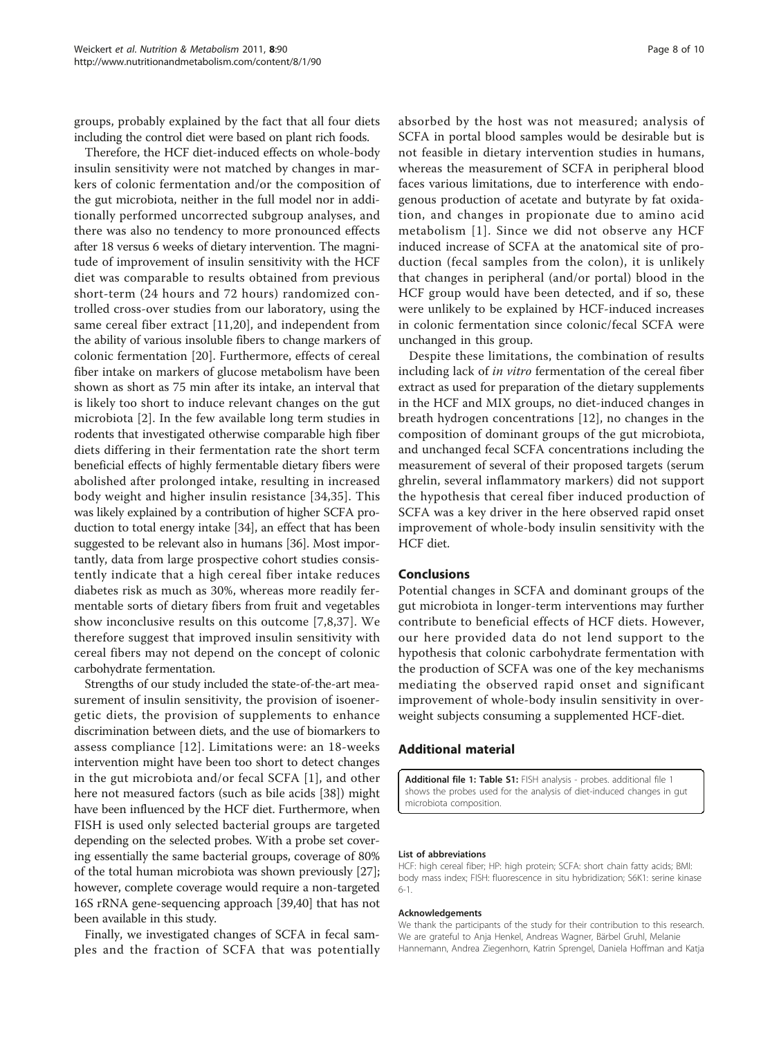groups, probably explained by the fact that all four diets including the control diet were based on plant rich foods.

Therefore, the HCF diet-induced effects on whole-body insulin sensitivity were not matched by changes in markers of colonic fermentation and/or the composition of the gut microbiota, neither in the full model nor in additionally performed uncorrected subgroup analyses, and there was also no tendency to more pronounced effects after 18 versus 6 weeks of dietary intervention. The magnitude of improvement of insulin sensitivity with the HCF diet was comparable to results obtained from previous short-term (24 hours and 72 hours) randomized controlled cross-over studies from our laboratory, using the same cereal fiber extract [11,20], and independent from the ability of various insoluble fibers to change markers of colonic fermentation [20]. Furthermore, effects of cereal fiber intake on markers of glucose metabolism have been shown as short as 75 min after its intake, an interval that is likely too short to induce relevant changes on the gut microbiota [2]. In the few available long term studies in rodents that investigated otherwise comparable high fiber diets differing in their fermentation rate the short term beneficial effects of highly fermentable dietary fibers were abolished after prolonged intake, resulting in increased body weight and higher insulin resistance [34,35]. This was likely explained by a contribution of higher SCFA production to total energy intake [34], an effect that has been suggested to be relevant also in humans [36]. Most importantly, data from large prospective cohort studies consistently indicate that a high cereal fiber intake reduces diabetes risk as much as 30%, whereas more readily fermentable sorts of dietary fibers from fruit and vegetables show inconclusive results on this outcome [7,8,37]. We therefore suggest that improved insulin sensitivity with cereal fibers may not depend on the concept of colonic carbohydrate fermentation.

Strengths of our study included the state-of-the-art measurement of insulin sensitivity, the provision of isoenergetic diets, the provision of supplements to enhance discrimination between diets, and the use of biomarkers to assess compliance [12]. Limitations were: an 18-weeks intervention might have been too short to detect changes in the gut microbiota and/or fecal SCFA [1], and other here not measured factors (such as bile acids [38]) might have been influenced by the HCF diet. Furthermore, when FISH is used only selected bacterial groups are targeted depending on the selected probes. With a probe set covering essentially the same bacterial groups, coverage of 80% of the total human microbiota was shown previously [27]; however, complete coverage would require a non-targeted 16S rRNA gene-sequencing approach [39,40] that has not been available in this study.

Finally, we investigated changes of SCFA in fecal samples and the fraction of SCFA that was potentially absorbed by the host was not measured; analysis of SCFA in portal blood samples would be desirable but is not feasible in dietary intervention studies in humans, whereas the measurement of SCFA in peripheral blood faces various limitations, due to interference with endogenous production of acetate and butyrate by fat oxidation, and changes in propionate due to amino acid metabolism [1]. Since we did not observe any HCF induced increase of SCFA at the anatomical site of production (fecal samples from the colon), it is unlikely that changes in peripheral (and/or portal) blood in the HCF group would have been detected, and if so, these were unlikely to be explained by HCF-induced increases in colonic fermentation since colonic/fecal SCFA were unchanged in this group.

Despite these limitations, the combination of results including lack of *in vitro* fermentation of the cereal fiber extract as used for preparation of the dietary supplements in the HCF and MIX groups, no diet-induced changes in breath hydrogen concentrations [12], no changes in the composition of dominant groups of the gut microbiota, and unchanged fecal SCFA concentrations including the measurement of several of their proposed targets (serum ghrelin, several inflammatory markers) did not support the hypothesis that cereal fiber induced production of SCFA was a key driver in the here observed rapid onset improvement of whole-body insulin sensitivity with the HCF diet.

## Conclusions

Potential changes in SCFA and dominant groups of the gut microbiota in longer-term interventions may further contribute to beneficial effects of HCF diets. However, our here provided data do not lend support to the hypothesis that colonic carbohydrate fermentation with the production of SCFA was one of the key mechanisms mediating the observed rapid onset and significant improvement of whole-body insulin sensitivity in overweight subjects consuming a supplemented HCF-diet.

## Additional material

**Additional file 1: Table S1:** FISH analysis - probes. additional file 1 shows the probes used for the analysis of diet-induced changes in gut microbiota composition.

#### List of abbreviations

HCF: high cereal fiber; HP: high protein; SCFA: short chain fatty acids; BMI: body mass index; FISH: fluorescence in situ hybridization; S6K1: serine kinase 6-1.

#### Acknowledgements

We thank the participants of the study for their contribution to this research. We are grateful to Anja Henkel, Andreas Wagner, Bärbel Gruhl, Melanie Hannemann, Andrea Ziegenhorn, Katrin Sprengel, Daniela Hoffman and Katja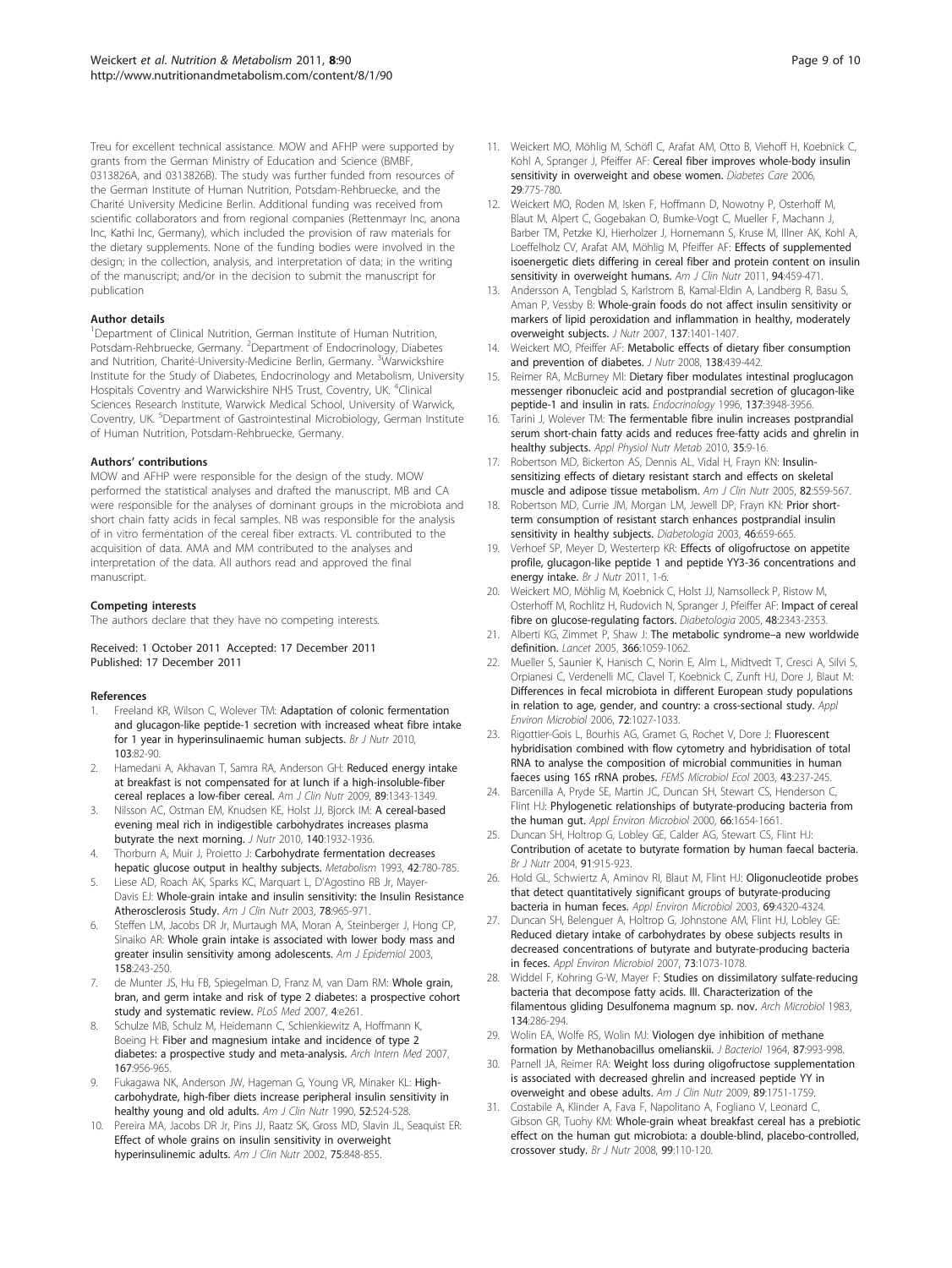Treu for excellent technical assistance. MOW and AFHP were supported by grants from the German Ministry of Education and Science (BMBF, 0313826A, and 0313826B). The study was further funded from resources of the German Institute of Human Nutrition, Potsdam-Rehbruecke, and the Charité University Medicine Berlin. Additional funding was received from scientific collaborators and from regional companies (Rettenmayr Inc, anona Inc, Kathi Inc, Germany), which included the provision of raw materials for the dietary supplements. None of the funding bodies were involved in the design; in the collection, analysis, and interpretation of data; in the writing of the manuscript; and/or in the decision to submit the manuscript for publication

#### Author details

[1]Department of Clinical Nutrition, German Institute of Human Nutrition, Potsdam-Rehbruecke, Germany. [2]Department of Endocrinology, Diabetes and Nutrition, Charité-University-Medicine Berlin, Germany. [3]Warwickshire Institute for the Study of Diabetes, Endocrinology and Metabolism, University Hospitals Coventry and Warwickshire NHS Trust, Coventry, UK. [4]Clinical Sciences Research Institute, Warwick Medical School, University of Warwick, Coventry, UK. [5]Department of Gastrointestinal Microbiology, German Institute of Human Nutrition, Potsdam-Rehbruecke, Germany.

#### Authors' contributions

MOW and AFHP were responsible for the design of the study. MOW performed the statistical analyses and drafted the manuscript. MB and CA were responsible for the analyses of dominant groups in the microbiota and short chain fatty acids in fecal samples. NB was responsible for the analysis of in vitro fermentation of the cereal fiber extracts. VL contributed to the acquisition of data. AMA and MM contributed to the analyses and interpretation of the data. All authors read and approved the final manuscript.

#### Competing interests

The authors declare that they have no competing interests.

Received: 1 October 2011 Accepted: 17 December 2011
Published: 17 December 2011

#### References

1. Freeland KR, Wilson C, Wolever TM: **Adaptation of colonic fermentation and glucagon-like peptide-1 secretion with increased wheat fibre intake for 1 year in hyperinsulinaemic human subjects.** *Br J Nutr* 2010, **103**:82-90.
2. Hamedani A, Akhavan T, Samra RA, Anderson GH: **Reduced energy intake at breakfast is not compensated for at lunch if a high-insoluble-fiber cereal replaces a low-fiber cereal.** *Am J Clin Nutr* 2009, **89**:1343-1349.
3. Nilsson AC, Ostman EM, Knudsen KE, Holst JJ, Bjorck IM: **A cereal-based evening meal rich in indigestible carbohydrates increases plasma butyrate the next morning.** *J Nutr* 2010, **140**:1932-1936.
4. Thorburn A, Muir J, Proietto J: **Carbohydrate fermentation decreases hepatic glucose output in healthy subjects.** *Metabolism* 1993, **42**:780-785.
5. Liese AD, Roach AK, Sparks KC, Marquart L, D'Agostino RB Jr, Mayer-Davis EJ: **Whole-grain intake and insulin sensitivity: the Insulin Resistance Atherosclerosis Study.** *Am J Clin Nutr* 2003, **78**:965-971.
6. Steffen LM, Jacobs DR Jr, Murtaugh MA, Moran A, Steinberger J, Hong CP, Sinaiko AR: **Whole grain intake is associated with lower body mass and greater insulin sensitivity among adolescents.** *Am J Epidemiol* 2003, **158**:243-250.
7. de Munter JS, Hu FB, Spiegelman D, Franz M, van Dam RM: **Whole grain, bran, and germ intake and risk of type 2 diabetes: a prospective cohort study and systematic review.** *PLoS Med* 2007, **4**:e261.
8. Schulze MB, Schulz M, Heidemann C, Schienkiewitz A, Hoffmann K, Boeing H: **Fiber and magnesium intake and incidence of type 2 diabetes: a prospective study and meta-analysis.** *Arch Intern Med* 2007, **167**:956-965.
9. Fukagawa NK, Anderson JW, Hageman G, Young VR, Minaker KL: **High-carbohydrate, high-fiber diets increase peripheral insulin sensitivity in healthy young and old adults.** *Am J Clin Nutr* 1990, **52**:524-528.
10. Pereira MA, Jacobs DR Jr, Pins JJ, Raatz SK, Gross MD, Slavin JL, Seaquist ER: **Effect of whole grains on insulin sensitivity in overweight hyperinsulinemic adults.** *Am J Clin Nutr* 2002, **75**:848-855.
11. Weickert MO, Möhlig M, Schöfl C, Arafat AM, Otto B, Viehoff H, Koebnick C, Kohl A, Spranger J, Pfeiffer AF: **Cereal fiber improves whole-body insulin sensitivity in overweight and obese women.** *Diabetes Care* 2006, **29**:775-780.
12. Weickert MO, Roden M, Isken F, Hoffmann D, Nowotny P, Osterhoff M, Blaut M, Alpert C, Gogebakan O, Bumke-Vogt C, Mueller F, Machann J, Barber TM, Petzke KJ, Hierholzer J, Hornemann S, Kruse M, Illner AK, Kohl A, Loeffelholz CV, Arafat AM, Möhlig M, Pfeiffer AF: **Effects of supplemented isoenergetic diets differing in cereal fiber and protein content on insulin sensitivity in overweight humans.** *Am J Clin Nutr* 2011, **94**:459-471.
13. Andersson A, Tengblad S, Karlstrom B, Kamal-Eldin A, Landberg R, Basu S, Aman P, Vessby B: **Whole-grain foods do not affect insulin sensitivity or markers of lipid peroxidation and inflammation in healthy, moderately overweight subjects.** *J Nutr* 2007, **137**:1401-1407.
14. Weickert MO, Pfeiffer AF: **Metabolic effects of dietary fiber consumption and prevention of diabetes.** *J Nutr* 2008, **138**:439-442.
15. Reimer RA, McBurney MI: **Dietary fiber modulates intestinal proglucagon messenger ribonucleic acid and postprandial secretion of glucagon-like peptide-1 and insulin in rats.** *Endocrinology* 1996, **137**:3948-3956.
16. Tarini J, Wolever TM: **The fermentable fibre inulin increases postprandial serum short-chain fatty acids and reduces free-fatty acids and ghrelin in healthy subjects.** *Appl Physiol Nutr Metab* 2010, **35**:9-16.
17. Robertson MD, Bickerton AS, Dennis AL, Vidal H, Frayn KN: **Insulin-sensitizing effects of dietary resistant starch and effects on skeletal muscle and adipose tissue metabolism.** *Am J Clin Nutr* 2005, **82**:559-567.
18. Robertson MD, Currie JM, Morgan LM, Jewell DP, Frayn KN: **Prior short-term consumption of resistant starch enhances postprandial insulin sensitivity in healthy subjects.** *Diabetologia* 2003, **46**:659-665.
19. Verhoef SP, Meyer D, Westerterp KR: **Effects of oligofructose on appetite profile, glucagon-like peptide 1 and peptide YY3-36 concentrations and energy intake.** *Br J Nutr* 2011, 1-6.
20. Weickert MO, Möhlig M, Koebnick C, Holst JJ, Namsolleck P, Ristow M, Osterhoff M, Rochlitz H, Rudovich N, Spranger J, Pfeiffer AF: **Impact of cereal fibre on glucose-regulating factors.** *Diabetologia* 2005, **48**:2343-2353.
21. Alberti KG, Zimmet P, Shaw J: **The metabolic syndrome–a new worldwide definition.** *Lancet* 2005, **366**:1059-1062.
22. Mueller S, Saunier K, Hanisch C, Norin E, Alm L, Midtvedt T, Cresci A, Silvi S, Orpianesi C, Verdenelli MC, Clavel T, Koebnick C, Zunft HJ, Dore J, Blaut M: **Differences in fecal microbiota in different European study populations in relation to age, gender, and country: a cross-sectional study.** *Appl Environ Microbiol* 2006, **72**:1027-1033.
23. Rigottier-Gois L, Bourhis AG, Gramet G, Rochet V, Dore J: **Fluorescent hybridisation combined with flow cytometry and hybridisation of total RNA to analyse the composition of microbial communities in human faeces using 16S rRNA probes.** *FEMS Microbiol Ecol* 2003, **43**:237-245.
24. Barcenilla A, Pryde SE, Martin JC, Duncan SH, Stewart CS, Henderson C, Flint HJ: **Phylogenetic relationships of butyrate-producing bacteria from the human gut.** *Appl Environ Microbiol* 2000, **66**:1654-1661.
25. Duncan SH, Holtrop G, Lobley GE, Calder AG, Stewart CS, Flint HJ: **Contribution of acetate to butyrate formation by human faecal bacteria.** *Br J Nutr* 2004, **91**:915-923.
26. Hold GL, Schwiertz A, Aminov RI, Blaut M, Flint HJ: **Oligonucleotide probes that detect quantitatively significant groups of butyrate-producing bacteria in human feces.** *Appl Environ Microbiol* 2003, **69**:4320-4324.
27. Duncan SH, Belenguer A, Holtrop G, Johnstone AM, Flint HJ, Lobley GE: **Reduced dietary intake of carbohydrates by obese subjects results in decreased concentrations of butyrate and butyrate-producing bacteria in feces.** *Appl Environ Microbiol* 2007, **73**:1073-1078.
28. Widdel F, Kohring G-W, Mayer F: **Studies on dissimilatory sulfate-reducing bacteria that decompose fatty acids. III. Characterization of the filamentous gliding Desulfonema magnum sp. nov.** *Arch Microbiol* 1983, **134**:286-294.
29. Wolin EA, Wolfe RS, Wolin MJ: **Viologen dye inhibition of methane formation by Methanobacillus omelianskii.** *J Bacteriol* 1964, **87**:993-998.
30. Parnell JA, Reimer RA: **Weight loss during oligofructose supplementation is associated with decreased ghrelin and increased peptide YY in overweight and obese adults.** *Am J Clin Nutr* 2009, **89**:1751-1759.
31. Costabile A, Klinder A, Fava F, Napolitano A, Fogliano V, Leonard C, Gibson GR, Tuohy KM: **Whole-grain wheat breakfast cereal has a prebiotic effect on the human gut microbiota: a double-blind, placebo-controlled, crossover study.** *Br J Nutr* 2008, **99**:110-120.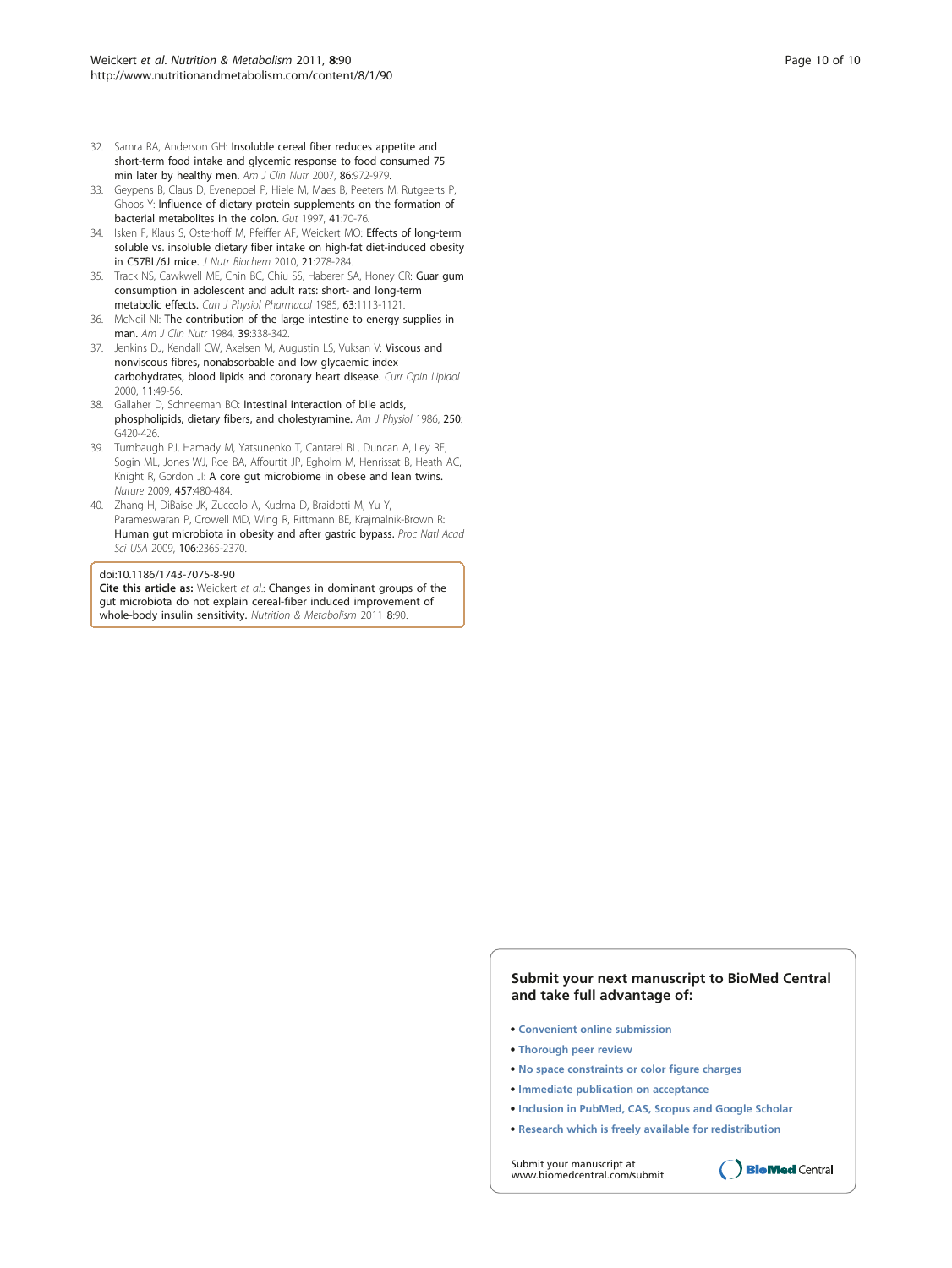32. Samra RA, Anderson GH: **Insoluble cereal fiber reduces appetite and short-term food intake and glycemic response to food consumed 75 min later by healthy men.** *Am J Clin Nutr* 2007, **86**:972-979.
33. Geypens B, Claus D, Evenepoel P, Hiele M, Maes B, Peeters M, Rutgeerts P, Ghoos Y: **Influence of dietary protein supplements on the formation of bacterial metabolites in the colon.** *Gut* 1997, **41**:70-76.
34. Isken F, Klaus S, Osterhoff M, Pfeiffer AF, Weickert MO: **Effects of long-term soluble vs. insoluble dietary fiber intake on high-fat diet-induced obesity in C57BL/6J mice.** *J Nutr Biochem* 2010, **21**:278-284.
35. Track NS, Cawkwell ME, Chin BC, Chiu SS, Haberer SA, Honey CR: **Guar gum consumption in adolescent and adult rats: short- and long-term metabolic effects.** *Can J Physiol Pharmacol* 1985, **63**:1113-1121.
36. McNeil NI: **The contribution of the large intestine to energy supplies in man.** *Am J Clin Nutr* 1984, **39**:338-342.
37. Jenkins DJ, Kendall CW, Axelsen M, Augustin LS, Vuksan V: **Viscous and nonviscous fibres, nonabsorbable and low glycaemic index carbohydrates, blood lipids and coronary heart disease.** *Curr Opin Lipidol* 2000, **11**:49-56.
38. Gallaher D, Schneeman BO: **Intestinal interaction of bile acids, phospholipids, dietary fibers, and cholestyramine.** *Am J Physiol* 1986, **250**: G420-426.
39. Turnbaugh PJ, Hamady M, Yatsunenko T, Cantarel BL, Duncan A, Ley RE, Sogin ML, Jones WJ, Roe BA, Affourtit JP, Egholm M, Henrissat B, Heath AC, Knight R, Gordon JI: **A core gut microbiome in obese and lean twins.** *Nature* 2009, **457**:480-484.
40. Zhang H, DiBaise JK, Zuccolo A, Kudrna D, Braidotti M, Yu Y, Parameswaran P, Crowell MD, Wing R, Rittmann BE, Krajmalnik-Brown R: **Human gut microbiota in obesity and after gastric bypass.** *Proc Natl Acad Sci USA* 2009, **106**:2365-2370.

doi:10.1186/1743-7075-8-90

**Cite this article as:** Weickert *et al.*: Changes in dominant groups of the gut microbiota do not explain cereal-fiber induced improvement of whole-body insulin sensitivity. *Nutrition & Metabolism* 2011 **8**:90.

**Submit your next manuscript to BioMed Central and take full advantage of:**

- **Convenient online submission**
- **Thorough peer review**
- **No space constraints or color figure charges**
- **Immediate publication on acceptance**
- **Inclusion in PubMed, CAS, Scopus and Google Scholar**
- **Research which is freely available for redistribution**

Submit your manuscript at www.biomedcentral.com/submit

BioMed Central